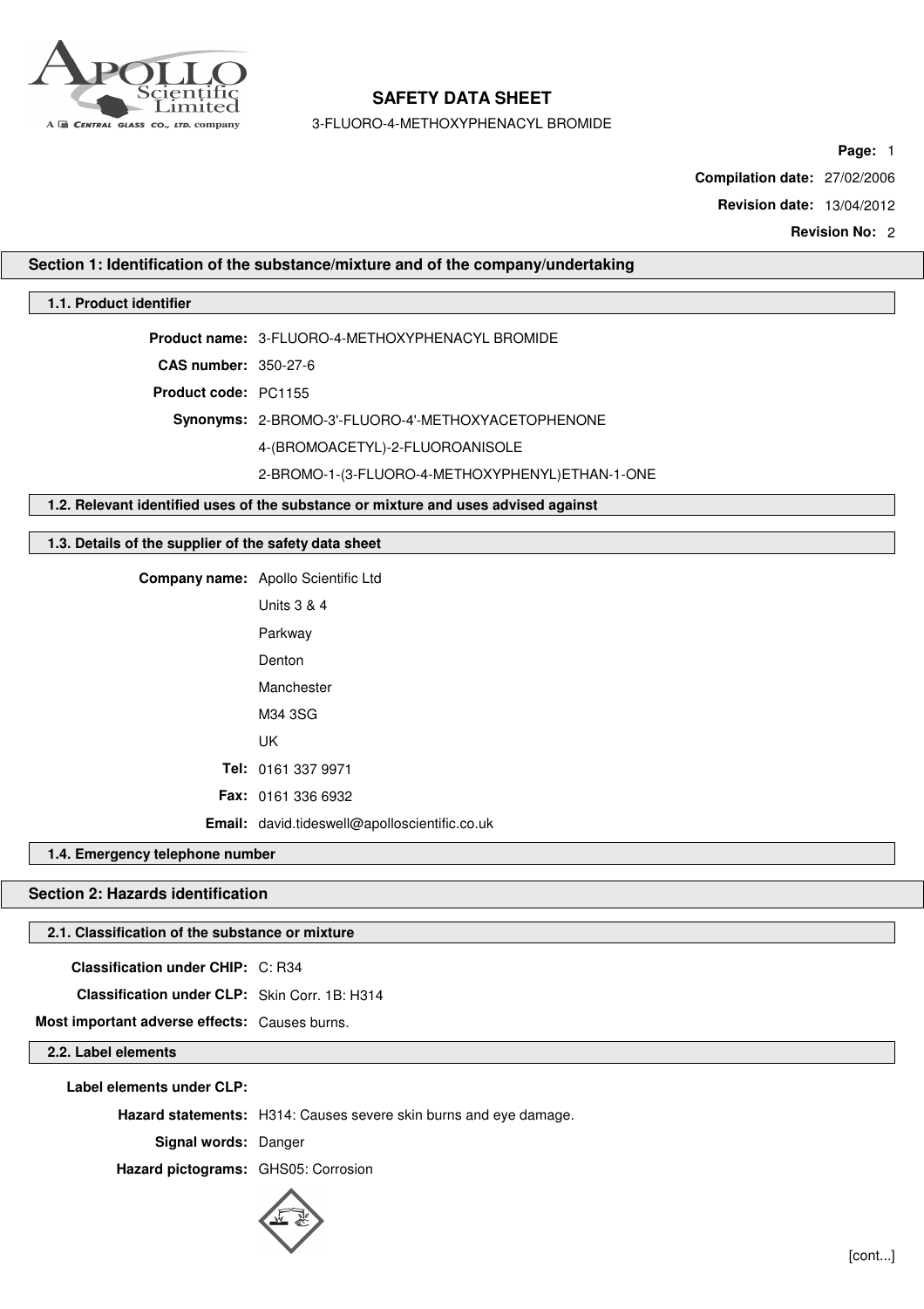# SAFETY DATA SHEET

3-FLUORO-4-METHOXYPHENACYL BROMIDE

**Page:** 1

**Compilation date:** 27/02/2006

**Revision date:** 13/04/2012

**Revision No:** 2

## Section 1: Identification of the substance/mixture and of the company/undertaking

### 1.1. Product identifier

**Product name:** 3-FLUORO-4-METHOXYPHENACYL BROMIDE

**CAS number:** 350-27-6

**Product code:** PC1155

**Synonyms:** 2-BROMO-3'-FLUORO-4'-METHOXYACETOPHENONE
4-(BROMOACETYL)-2-FLUOROANISOLE
2-BROMO-1-(3-FLUORO-4-METHOXYPHENYL)ETHAN-1-ONE

### 1.2. Relevant identified uses of the substance or mixture and uses advised against

### 1.3. Details of the supplier of the safety data sheet

**Company name:** Apollo Scientific Ltd
Units 3 & 4
Parkway
Denton
Manchester
M34 3SG
UK

**Tel:** 0161 337 9971

**Fax:** 0161 336 6932

**Email:** david.tideswell@apolloscientific.co.uk

### 1.4. Emergency telephone number

## Section 2: Hazards identification

### 2.1. Classification of the substance or mixture

**Classification under CHIP:** C: R34

**Classification under CLP:** Skin Corr. 1B: H314

**Most important adverse effects:** Causes burns.

### 2.2. Label elements

**Label elements under CLP:**

**Hazard statements:** H314: Causes severe skin burns and eye damage.

**Signal words:** Danger

**Hazard pictograms:** GHS05: Corrosion

[cont...]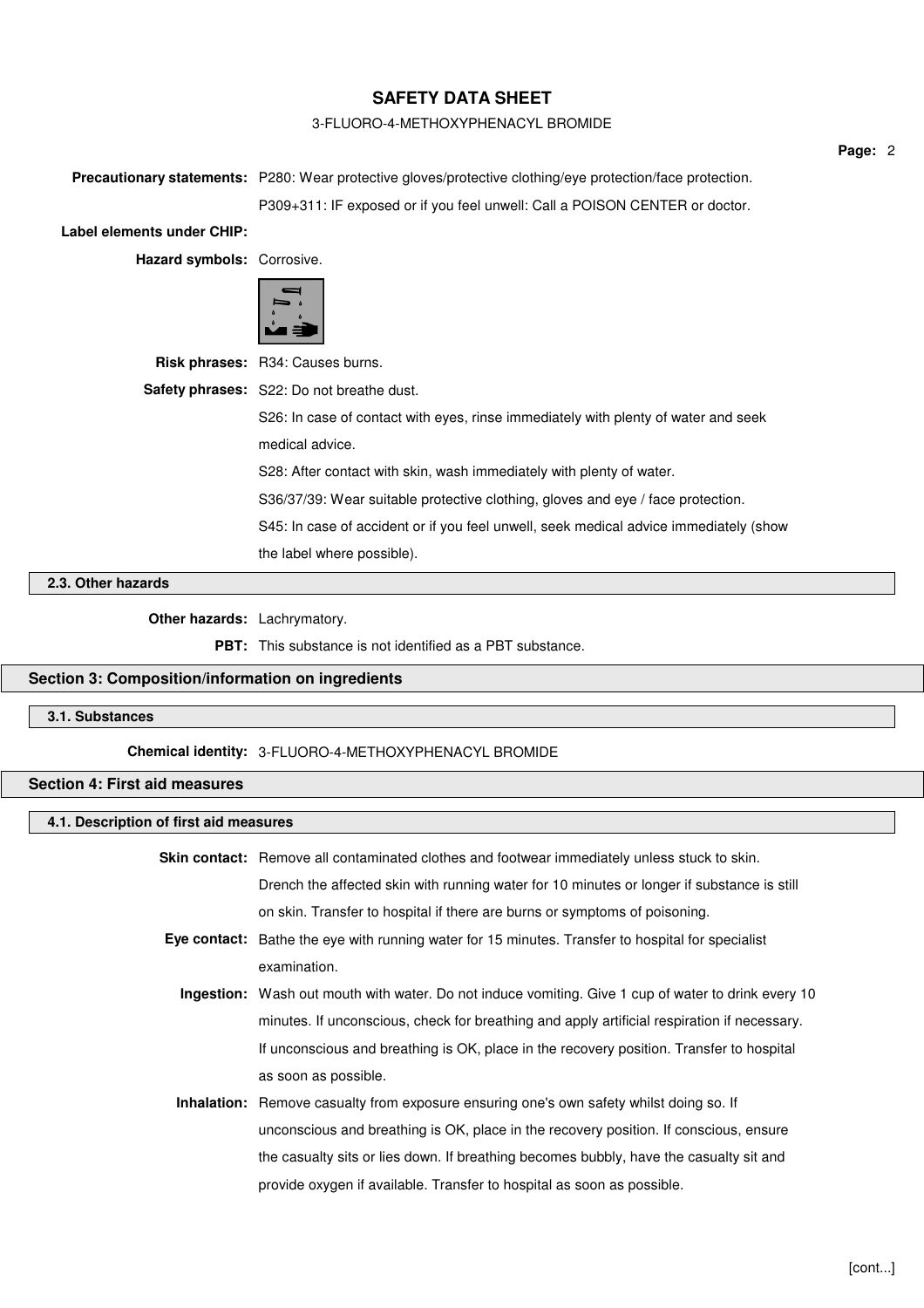**Precautionary statements:** P280: Wear protective gloves/protective clothing/eye protection/face protection.

P309+311: IF exposed or if you feel unwell: Call a POISON CENTER or doctor.

**Label elements under CHIP:**

**Hazard symbols:** Corrosive.

**Risk phrases:** R34: Causes burns.

**Safety phrases:** S22: Do not breathe dust.

S26: In case of contact with eyes, rinse immediately with plenty of water and seek medical advice.

S28: After contact with skin, wash immediately with plenty of water.

S36/37/39: Wear suitable protective clothing, gloves and eye / face protection.

S45: In case of accident or if you feel unwell, seek medical advice immediately (show the label where possible).

### 2.3. Other hazards

**Other hazards:** Lachrymatory.

**PBT:** This substance is not identified as a PBT substance.

## Section 3: Composition/information on ingredients

### 3.1. Substances

**Chemical identity:** 3-FLUORO-4-METHOXYPHENACYL BROMIDE

## Section 4: First aid measures

### 4.1. Description of first aid measures

**Skin contact:** Remove all contaminated clothes and footwear immediately unless stuck to skin. Drench the affected skin with running water for 10 minutes or longer if substance is still on skin. Transfer to hospital if there are burns or symptoms of poisoning.

**Eye contact:** Bathe the eye with running water for 15 minutes. Transfer to hospital for specialist examination.

**Ingestion:** Wash out mouth with water. Do not induce vomiting. Give 1 cup of water to drink every 10 minutes. If unconscious, check for breathing and apply artificial respiration if necessary. If unconscious and breathing is OK, place in the recovery position. Transfer to hospital as soon as possible.

**Inhalation:** Remove casualty from exposure ensuring one's own safety whilst doing so. If unconscious and breathing is OK, place in the recovery position. If conscious, ensure the casualty sits or lies down. If breathing becomes bubbly, have the casualty sit and provide oxygen if available. Transfer to hospital as soon as possible.

[cont...]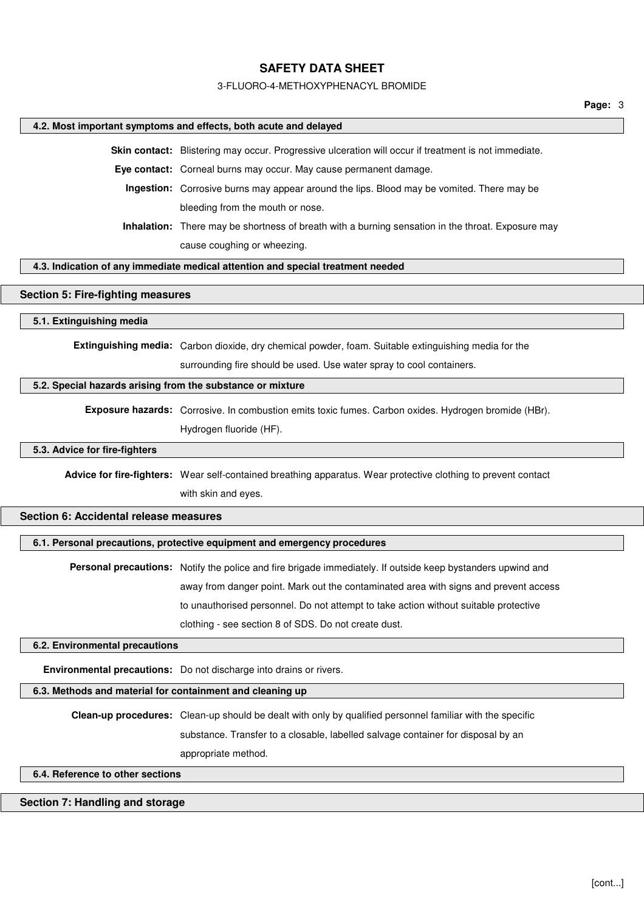### 4.2. Most important symptoms and effects, both acute and delayed

**Skin contact:** Blistering may occur. Progressive ulceration will occur if treatment is not immediate.

**Eye contact:** Corneal burns may occur. May cause permanent damage.

**Ingestion:** Corrosive burns may appear around the lips. Blood may be vomited. There may be bleeding from the mouth or nose.

**Inhalation:** There may be shortness of breath with a burning sensation in the throat. Exposure may cause coughing or wheezing.

### 4.3. Indication of any immediate medical attention and special treatment needed

## Section 5: Fire-fighting measures

### 5.1. Extinguishing media

**Extinguishing media:** Carbon dioxide, dry chemical powder, foam. Suitable extinguishing media for the surrounding fire should be used. Use water spray to cool containers.

### 5.2. Special hazards arising from the substance or mixture

**Exposure hazards:** Corrosive. In combustion emits toxic fumes. Carbon oxides. Hydrogen bromide (HBr). Hydrogen fluoride (HF).

### 5.3. Advice for fire-fighters

**Advice for fire-fighters:** Wear self-contained breathing apparatus. Wear protective clothing to prevent contact with skin and eyes.

## Section 6: Accidental release measures

### 6.1. Personal precautions, protective equipment and emergency procedures

**Personal precautions:** Notify the police and fire brigade immediately. If outside keep bystanders upwind and away from danger point. Mark out the contaminated area with signs and prevent access to unauthorised personnel. Do not attempt to take action without suitable protective clothing - see section 8 of SDS. Do not create dust.

### 6.2. Environmental precautions

**Environmental precautions:** Do not discharge into drains or rivers.

### 6.3. Methods and material for containment and cleaning up

**Clean-up procedures:** Clean-up should be dealt with only by qualified personnel familiar with the specific substance. Transfer to a closable, labelled salvage container for disposal by an appropriate method.

### 6.4. Reference to other sections

## Section 7: Handling and storage

[cont...]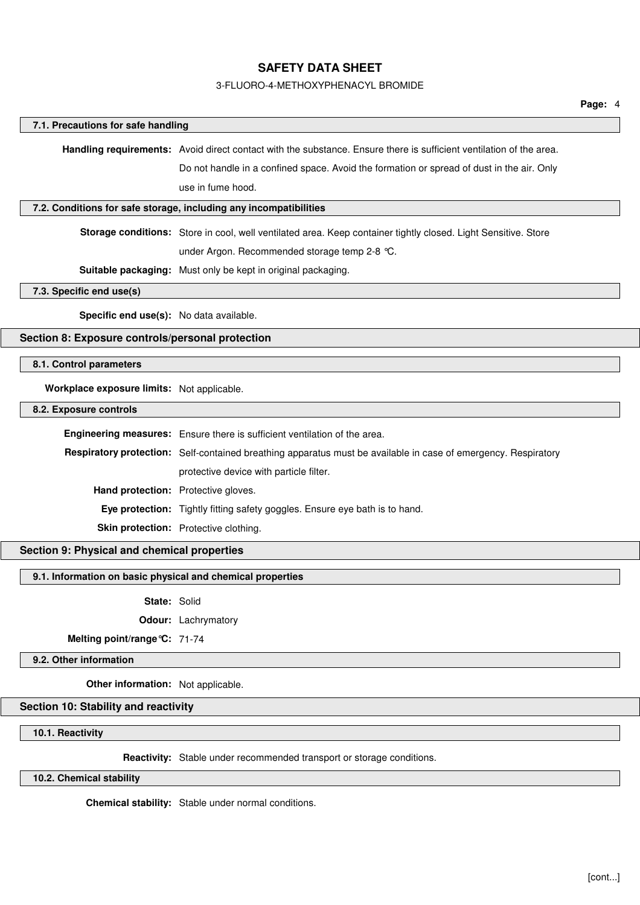### 7.1. Precautions for safe handling

**Handling requirements:** Avoid direct contact with the substance. Ensure there is sufficient ventilation of the area. Do not handle in a confined space. Avoid the formation or spread of dust in the air. Only use in fume hood.

### 7.2. Conditions for safe storage, including any incompatibilities

**Storage conditions:** Store in cool, well ventilated area. Keep container tightly closed. Light Sensitive. Store under Argon. Recommended storage temp 2-8 °C.

**Suitable packaging:** Must only be kept in original packaging.

### 7.3. Specific end use(s)

**Specific end use(s):** No data available.

## Section 8: Exposure controls/personal protection

### 8.1. Control parameters

**Workplace exposure limits:** Not applicable.

### 8.2. Exposure controls

**Engineering measures:** Ensure there is sufficient ventilation of the area.

**Respiratory protection:** Self-contained breathing apparatus must be available in case of emergency. Respiratory protective device with particle filter.

**Hand protection:** Protective gloves.

**Eye protection:** Tightly fitting safety goggles. Ensure eye bath is to hand.

**Skin protection:** Protective clothing.

## Section 9: Physical and chemical properties

### 9.1. Information on basic physical and chemical properties

**State:** Solid

**Odour:** Lachrymatory

**Melting point/range°C:** 71-74

### 9.2. Other information

**Other information:** Not applicable.

## Section 10: Stability and reactivity

### 10.1. Reactivity

**Reactivity:** Stable under recommended transport or storage conditions.

### 10.2. Chemical stability

**Chemical stability:** Stable under normal conditions.

[cont...]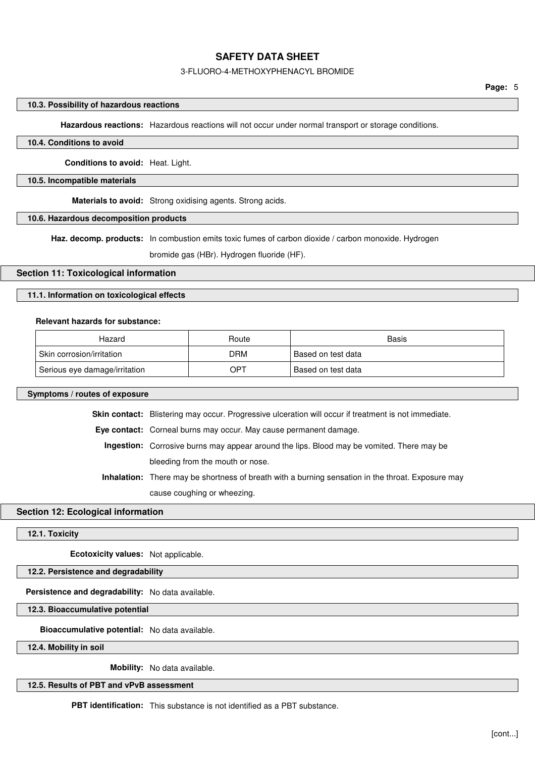### 10.3. Possibility of hazardous reactions

**Hazardous reactions:** Hazardous reactions will not occur under normal transport or storage conditions.

### 10.4. Conditions to avoid

**Conditions to avoid:** Heat. Light.

### 10.5. Incompatible materials

**Materials to avoid:** Strong oxidising agents. Strong acids.

### 10.6. Hazardous decomposition products

**Haz. decomp. products:** In combustion emits toxic fumes of carbon dioxide / carbon monoxide. Hydrogen bromide gas (HBr). Hydrogen fluoride (HF).

## Section 11: Toxicological information

### 11.1. Information on toxicological effects

**Relevant hazards for substance:**

| Hazard | Route | Basis |
|---|---|---|
| Skin corrosion/irritation | DRM | Based on test data |
| Serious eye damage/irritation | OPT | Based on test data |

### Symptoms / routes of exposure

**Skin contact:** Blistering may occur. Progressive ulceration will occur if treatment is not immediate.

**Eye contact:** Corneal burns may occur. May cause permanent damage.

**Ingestion:** Corrosive burns may appear around the lips. Blood may be vomited. There may be bleeding from the mouth or nose.

**Inhalation:** There may be shortness of breath with a burning sensation in the throat. Exposure may cause coughing or wheezing.

## Section 12: Ecological information

### 12.1. Toxicity

**Ecotoxicity values:** Not applicable.

### 12.2. Persistence and degradability

**Persistence and degradability:** No data available.

### 12.3. Bioaccumulative potential

**Bioaccumulative potential:** No data available.

### 12.4. Mobility in soil

**Mobility:** No data available.

### 12.5. Results of PBT and vPvB assessment

**PBT identification:** This substance is not identified as a PBT substance.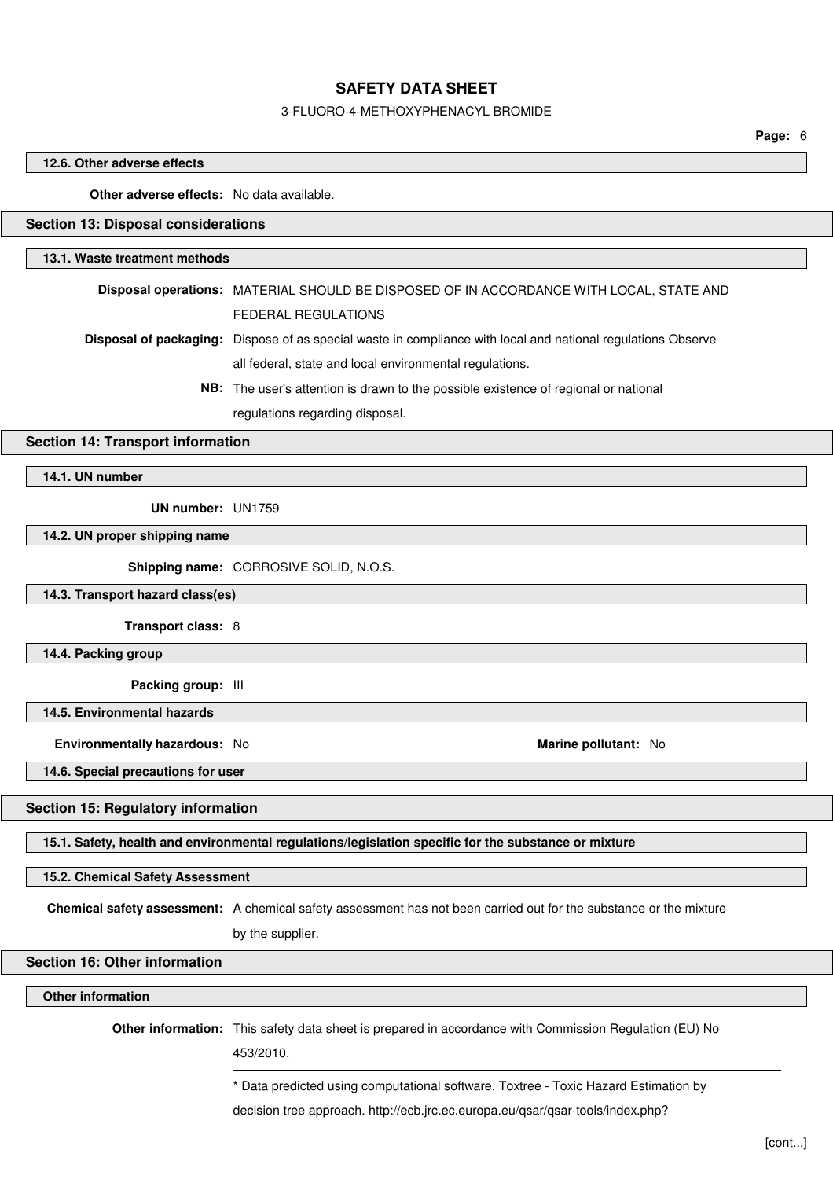### 12.6. Other adverse effects

**Other adverse effects:** No data available.

## Section 13: Disposal considerations

### 13.1. Waste treatment methods

**Disposal operations:** MATERIAL SHOULD BE DISPOSED OF IN ACCORDANCE WITH LOCAL, STATE AND FEDERAL REGULATIONS

**Disposal of packaging:** Dispose of as special waste in compliance with local and national regulations Observe all federal, state and local environmental regulations.

**NB:** The user's attention is drawn to the possible existence of regional or national regulations regarding disposal.

## Section 14: Transport information

### 14.1. UN number

**UN number:** UN1759

### 14.2. UN proper shipping name

**Shipping name:** CORROSIVE SOLID, N.O.S.

### 14.3. Transport hazard class(es)

**Transport class:** 8

### 14.4. Packing group

**Packing group:** III

### 14.5. Environmental hazards

**Environmentally hazardous:** No

**Marine pollutant:** No

### 14.6. Special precautions for user

## Section 15: Regulatory information

### 15.1. Safety, health and environmental regulations/legislation specific for the substance or mixture

### 15.2. Chemical Safety Assessment

**Chemical safety assessment:** A chemical safety assessment has not been carried out for the substance or the mixture by the supplier.

## Section 16: Other information

### Other information

**Other information:** This safety data sheet is prepared in accordance with Commission Regulation (EU) No 453/2010.

---

* Data predicted using computational software. Toxtree - Toxic Hazard Estimation by decision tree approach. http://ecb.jrc.ec.europa.eu/qsar/qsar-tools/index.php?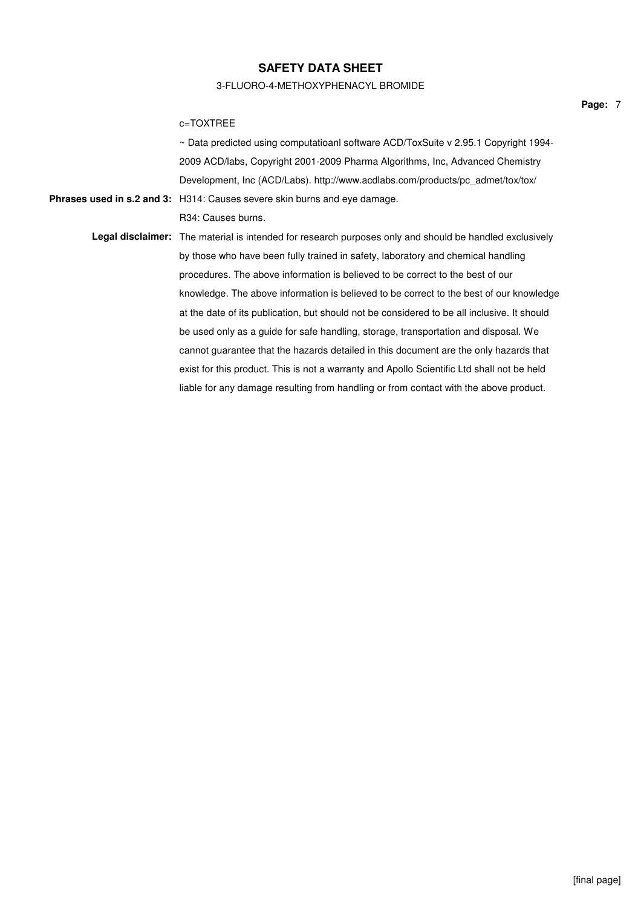c=TOXTREE

~ Data predicted using computatioanl software ACD/ToxSuite v 2.95.1 Copyright 1994-2009 ACD/labs, Copyright 2001-2009 Pharma Algorithms, Inc, Advanced Chemistry Development, Inc (ACD/Labs). http://www.acdlabs.com/products/pc_admet/tox/tox/

**Phrases used in s.2 and 3:** H314: Causes severe skin burns and eye damage.

R34: Causes burns.

**Legal disclaimer:** The material is intended for research purposes only and should be handled exclusively by those who have been fully trained in safety, laboratory and chemical handling procedures. The above information is believed to be correct to the best of our knowledge. The above information is believed to be correct to the best of our knowledge at the date of its publication, but should not be considered to be all inclusive. It should be used only as a guide for safe handling, storage, transportation and disposal. We cannot guarantee that the hazards detailed in this document are the only hazards that exist for this product. This is not a warranty and Apollo Scientific Ltd shall not be held liable for any damage resulting from handling or from contact with the above product.

[final page]